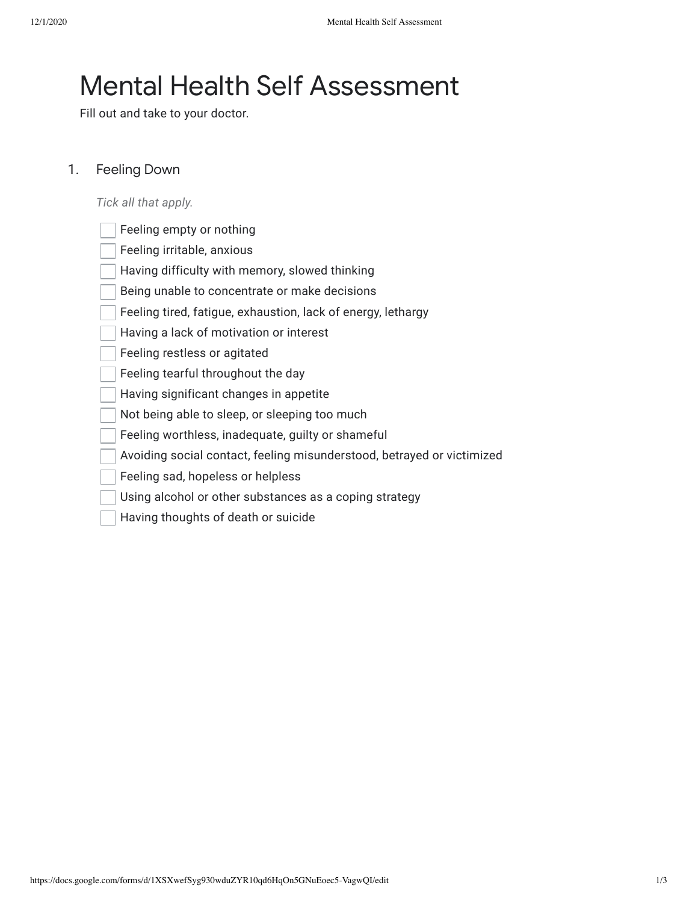# Mental Health Self Assessment

Fill out and take to your doctor.

1. Feeling Down

*Tick all that apply.*

- [ ] Feeling empty or nothing
- [ ] Feeling irritable, anxious
- [ ] Having difficulty with memory, slowed thinking
- [ ] Being unable to concentrate or make decisions
- [ ] Feeling tired, fatigue, exhaustion, lack of energy, lethargy
- [ ] Having a lack of motivation or interest
- [ ] Feeling restless or agitated
- [ ] Feeling tearful throughout the day
- [ ] Having significant changes in appetite
- [ ] Not being able to sleep, or sleeping too much
- [ ] Feeling worthless, inadequate, guilty or shameful
- [ ] Avoiding social contact, feeling misunderstood, betrayed or victimized
- [ ] Feeling sad, hopeless or helpless
- [ ] Using alcohol or other substances as a coping strategy
- [ ] Having thoughts of death or suicide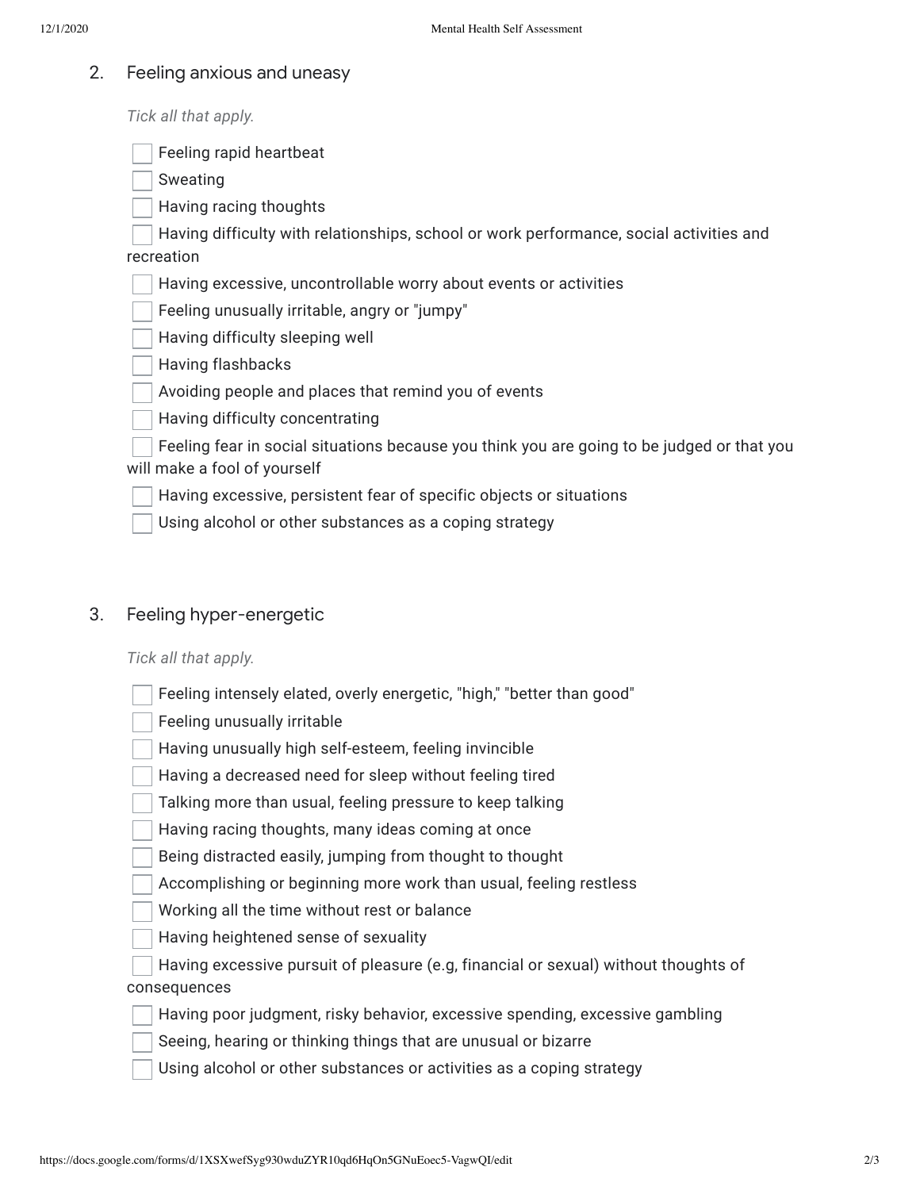## 2. Feeling anxious and uneasy

*Tick all that apply.*

- [ ] Feeling rapid heartbeat
- [ ] Sweating
- [ ] Having racing thoughts
- [ ] Having difficulty with relationships, school or work performance, social activities and recreation
- [ ] Having excessive, uncontrollable worry about events or activities
- [ ] Feeling unusually irritable, angry or "jumpy"
- [ ] Having difficulty sleeping well
- [ ] Having flashbacks
- [ ] Avoiding people and places that remind you of events
- [ ] Having difficulty concentrating
- [ ] Feeling fear in social situations because you think you are going to be judged or that you will make a fool of yourself
- [ ] Having excessive, persistent fear of specific objects or situations
- [ ] Using alcohol or other substances as a coping strategy

## 3. Feeling hyper-energetic

*Tick all that apply.*

- [ ] Feeling intensely elated, overly energetic, "high," "better than good"
- [ ] Feeling unusually irritable
- [ ] Having unusually high self-esteem, feeling invincible
- [ ] Having a decreased need for sleep without feeling tired
- [ ] Talking more than usual, feeling pressure to keep talking
- [ ] Having racing thoughts, many ideas coming at once
- [ ] Being distracted easily, jumping from thought to thought
- [ ] Accomplishing or beginning more work than usual, feeling restless
- [ ] Working all the time without rest or balance
- [ ] Having heightened sense of sexuality
- [ ] Having excessive pursuit of pleasure (e.g, financial or sexual) without thoughts of consequences
- [ ] Having poor judgment, risky behavior, excessive spending, excessive gambling
- [ ] Seeing, hearing or thinking things that are unusual or bizarre
- [ ] Using alcohol or other substances or activities as a coping strategy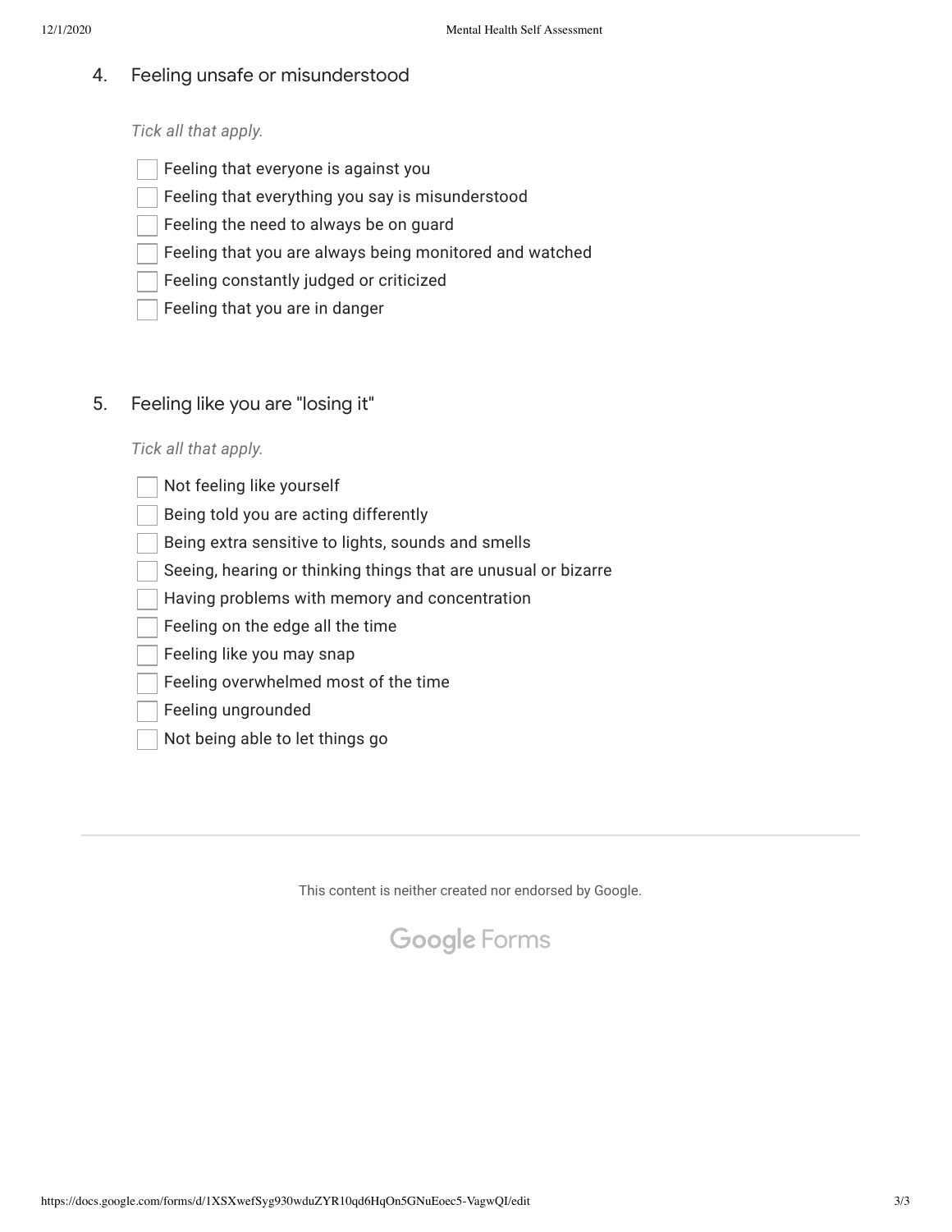4. Feeling unsafe or misunderstood

*Tick all that apply.*

- [ ] Feeling that everyone is against you
- [ ] Feeling that everything you say is misunderstood
- [ ] Feeling the need to always be on guard
- [ ] Feeling that you are always being monitored and watched
- [ ] Feeling constantly judged or criticized
- [ ] Feeling that you are in danger

5. Feeling like you are "losing it"

*Tick all that apply.*

- [ ] Not feeling like yourself
- [ ] Being told you are acting differently
- [ ] Being extra sensitive to lights, sounds and smells
- [ ] Seeing, hearing or thinking things that are unusual or bizarre
- [ ] Having problems with memory and concentration
- [ ] Feeling on the edge all the time
- [ ] Feeling like you may snap
- [ ] Feeling overwhelmed most of the time
- [ ] Feeling ungrounded
- [ ] Not being able to let things go

---

This content is neither created nor endorsed by Google.

Google Forms